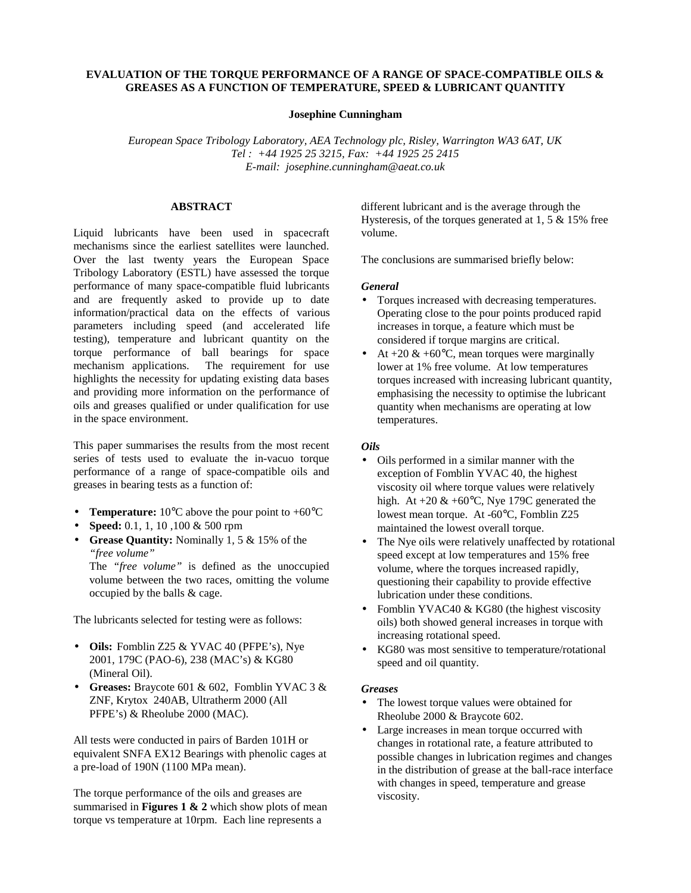# EVALUATION OF THE TORQUE PERFORMANCE OF A RANGE OF SPACE-COMPATIBLE OILS & GREASES AS A FUNCTION OF TEMPERATURE, SPEED & LUBRICANT QUANTITY

**Josephine Cunningham**

*European Space Tribology Laboratory, AEA Technology plc, Risley, Warrington WA3 6AT, UK*
*Tel : +44 1925 25 3215, Fax: +44 1925 25 2415*
*E-mail: josephine.cunningham@aeat.co.uk*

## ABSTRACT

Liquid lubricants have been used in spacecraft mechanisms since the earliest satellites were launched. Over the last twenty years the European Space Tribology Laboratory (ESTL) have assessed the torque performance of many space-compatible fluid lubricants and are frequently asked to provide up to date information/practical data on the effects of various parameters including speed (and accelerated life testing), temperature and lubricant quantity on the torque performance of ball bearings for space mechanism applications. The requirement for use highlights the necessity for updating existing data bases and providing more information on the performance of oils and greases qualified or under qualification for use in the space environment.

This paper summarises the results from the most recent series of tests used to evaluate the in-vacuo torque performance of a range of space-compatible oils and greases in bearing tests as a function of:

- **Temperature:** 10°C above the pour point to +60°C
- **Speed:** 0.1, 1, 10 ,100 & 500 rpm
- **Grease Quantity:** Nominally 1, 5 & 15% of the *"free volume"*
  The *"free volume"* is defined as the unoccupied volume between the two races, omitting the volume occupied by the balls & cage.

The lubricants selected for testing were as follows:

- **Oils:** Fomblin Z25 & YVAC 40 (PFPE's), Nye 2001, 179C (PAO-6), 238 (MAC's) & KG80 (Mineral Oil).
- **Greases:** Braycote 601 & 602, Fomblin YVAC 3 & ZNF, Krytox 240AB, Ultratherm 2000 (All PFPE's) & Rheolube 2000 (MAC).

All tests were conducted in pairs of Barden 101H or equivalent SNFA EX12 Bearings with phenolic cages at a pre-load of 190N (1100 MPa mean).

The torque performance of the oils and greases are summarised in **Figures 1 & 2** which show plots of mean torque vs temperature at 10rpm. Each line represents a different lubricant and is the average through the Hysteresis, of the torques generated at 1, 5 & 15% free volume.

The conclusions are summarised briefly below:

***General***

- Torques increased with decreasing temperatures. Operating close to the pour points produced rapid increases in torque, a feature which must be considered if torque margins are critical.
- At +20 & +60°C, mean torques were marginally lower at 1% free volume. At low temperatures torques increased with increasing lubricant quantity, emphasising the necessity to optimise the lubricant quantity when mechanisms are operating at low temperatures.

***Oils***

- Oils performed in a similar manner with the exception of Fomblin YVAC 40, the highest viscosity oil where torque values were relatively high. At +20 & +60°C, Nye 179C generated the lowest mean torque. At -60°C, Fomblin Z25 maintained the lowest overall torque.
- The Nye oils were relatively unaffected by rotational speed except at low temperatures and 15% free volume, where the torques increased rapidly, questioning their capability to provide effective lubrication under these conditions.
- Fomblin YVAC40 & KG80 (the highest viscosity oils) both showed general increases in torque with increasing rotational speed.
- KG80 was most sensitive to temperature/rotational speed and oil quantity.

***Greases***

- The lowest torque values were obtained for Rheolube 2000 & Braycote 602.
- Large increases in mean torque occurred with changes in rotational rate, a feature attributed to possible changes in lubrication regimes and changes in the distribution of grease at the ball-race interface with changes in speed, temperature and grease viscosity.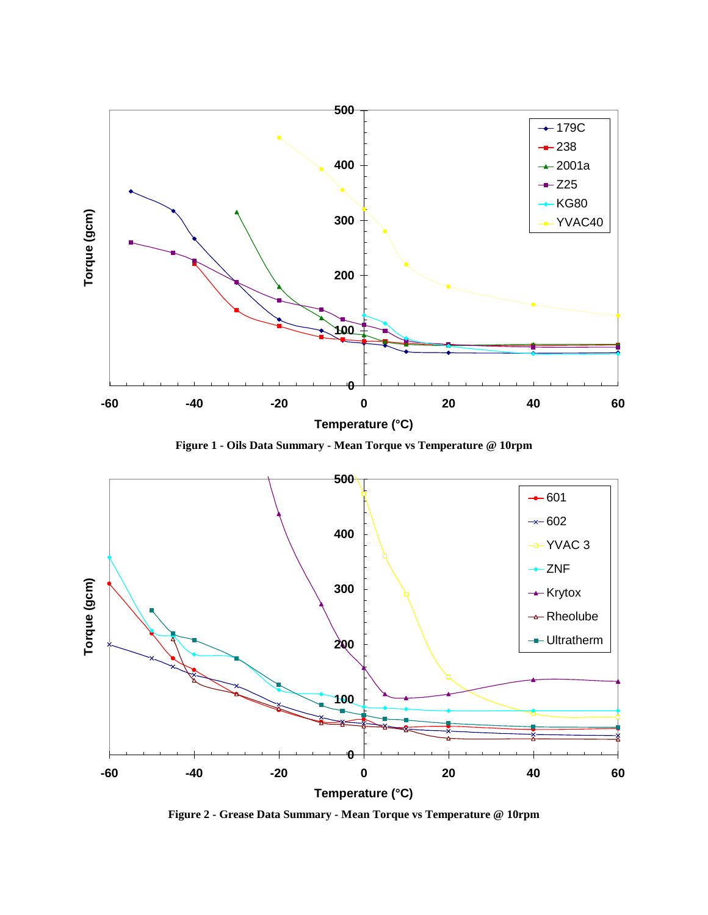Figure 1 - Oils Data Summary - Mean Torque vs Temperature @ 10rpm

Figure 2 - Grease Data Summary - Mean Torque vs Temperature @ 10rpm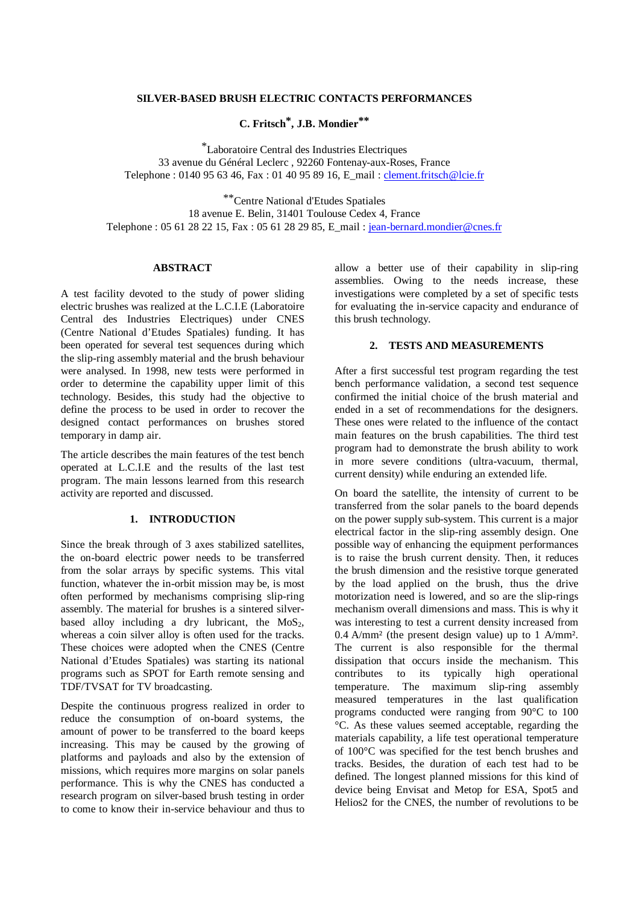## SILVER-BASED BRUSH ELECTRIC CONTACTS PERFORMANCES

**C. Fritsch[*], J.B. Mondier[**]**

[*]Laboratoire Central des Industries Electriques
33 avenue du Général Leclerc , 92260 Fontenay-aux-Roses, France
Telephone : 0140 95 63 46, Fax : 01 40 95 89 16, E_mail : clement.fritsch@lcie.fr

[**]Centre National d'Etudes Spatiales
18 avenue E. Belin, 31401 Toulouse Cedex 4, France
Telephone : 05 61 28 22 15, Fax : 05 61 28 29 85, E_mail : jean-bernard.mondier@cnes.fr

### ABSTRACT

A test facility devoted to the study of power sliding electric brushes was realized at the L.C.I.E (Laboratoire Central des Industries Electriques) under CNES (Centre National d'Etudes Spatiales) funding. It has been operated for several test sequences during which the slip-ring assembly material and the brush behaviour were analysed. In 1998, new tests were performed in order to determine the capability upper limit of this technology. Besides, this study had the objective to define the process to be used in order to recover the designed contact performances on brushes stored temporary in damp air.

The article describes the main features of the test bench operated at L.C.I.E and the results of the last test program. The main lessons learned from this research activity are reported and discussed.

### 1. INTRODUCTION

Since the break through of 3 axes stabilized satellites, the on-board electric power needs to be transferred from the solar arrays by specific systems. This vital function, whatever the in-orbit mission may be, is most often performed by mechanisms comprising slip-ring assembly. The material for brushes is a sintered silver-based alloy including a dry lubricant, the $MoS_2$, whereas a coin silver alloy is often used for the tracks. These choices were adopted when the CNES (Centre National d'Etudes Spatiales) was starting its national programs such as SPOT for Earth remote sensing and TDF/TVSAT for TV broadcasting.

Despite the continuous progress realized in order to reduce the consumption of on-board systems, the amount of power to be transferred to the board keeps increasing. This may be caused by the growing of platforms and payloads and also by the extension of missions, which requires more margins on solar panels performance. This is why the CNES has conducted a research program on silver-based brush testing in order to come to know their in-service behaviour and thus to allow a better use of their capability in slip-ring assemblies. Owing to the needs increase, these investigations were completed by a set of specific tests for evaluating the in-service capacity and endurance of this brush technology.

### 2. TESTS AND MEASUREMENTS

After a first successful test program regarding the test bench performance validation, a second test sequence confirmed the initial choice of the brush material and ended in a set of recommendations for the designers. These ones were related to the influence of the contact main features on the brush capabilities. The third test program had to demonstrate the brush ability to work in more severe conditions (ultra-vacuum, thermal, current density) while enduring an extended life.

On board the satellite, the intensity of current to be transferred from the solar panels to the board depends on the power supply sub-system. This current is a major electrical factor in the slip-ring assembly design. One possible way of enhancing the equipment performances is to raise the brush current density. Then, it reduces the brush dimension and the resistive torque generated by the load applied on the brush, thus the drive motorization need is lowered, and so are the slip-rings mechanism overall dimensions and mass. This is why it was interesting to test a current density increased from 0.4 A/mm² (the present design value) up to 1 A/mm². The current is also responsible for the thermal dissipation that occurs inside the mechanism. This contributes to its typically high operational temperature. The maximum slip-ring assembly measured temperatures in the last qualification programs conducted were ranging from 90°C to 100 °C. As these values seemed acceptable, regarding the materials capability, a life test operational temperature of 100°C was specified for the test bench brushes and tracks. Besides, the duration of each test had to be defined. The longest planned missions for this kind of device being Envisat and Metop for ESA, Spot5 and Helios2 for the CNES, the number of revolutions to be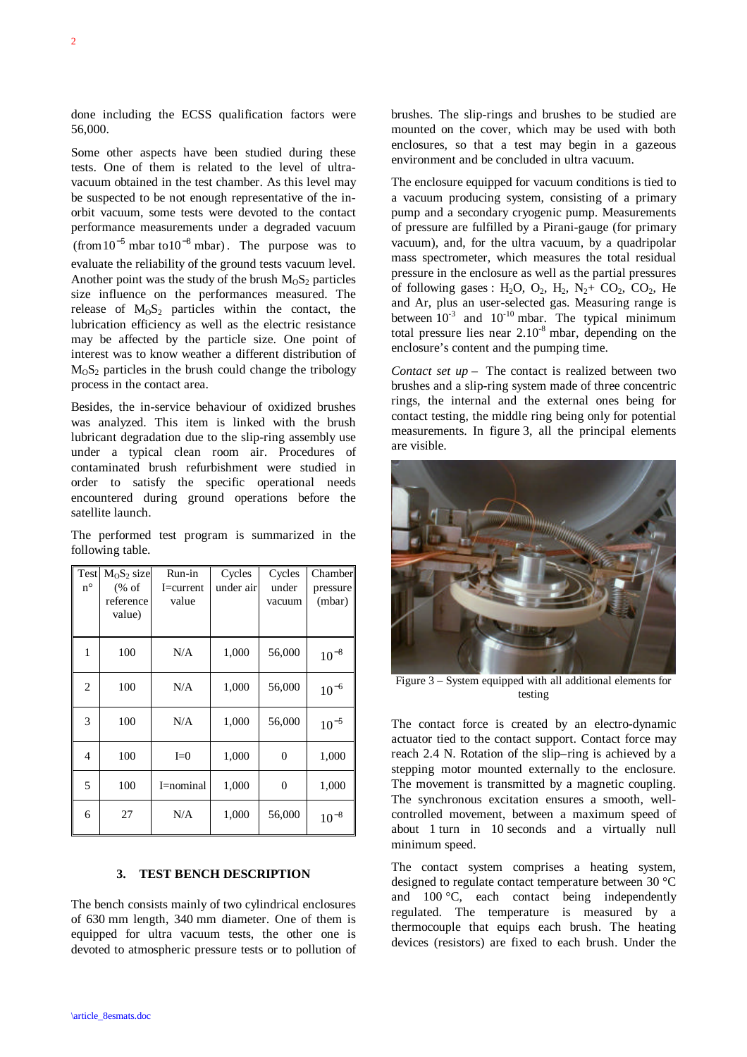done including the ECSS qualification factors were 56,000.

Some other aspects have been studied during these tests. One of them is related to the level of ultra-vacuum obtained in the test chamber. As this level may be suspected to be not enough representative of the in-orbit vacuum, some tests were devoted to the contact performance measurements under a degraded vacuum (from $10^{-5}$ mbar to $10^{-8}$ mbar). The purpose was to evaluate the reliability of the ground tests vacuum level. Another point was the study of the brush $M_OS_2$ particles size influence on the performances measured. The release of $M_OS_2$ particles within the contact, the lubrication efficiency as well as the electric resistance may be affected by the particle size. One point of interest was to know weather a different distribution of $M_OS_2$ particles in the brush could change the tribology process in the contact area.

Besides, the in-service behaviour of oxidized brushes was analyzed. This item is linked with the brush lubricant degradation due to the slip-ring assembly use under a typical clean room air. Procedures of contaminated brush refurbishment were studied in order to satisfy the specific operational needs encountered during ground operations before the satellite launch.

The performed test program is summarized in the following table.

| Test n° | $M_OS_2$ size (% of reference value) | Run-in I=current value | Cycles under air | Cycles under vacuum | Chamber pressure (mbar) |
|---|---|---|---|---|---|
| 1 | 100 | N/A | 1,000 | 56,000 | $10^{-8}$ |
| 2 | 100 | N/A | 1,000 | 56,000 | $10^{-6}$ |
| 3 | 100 | N/A | 1,000 | 56,000 | $10^{-5}$ |
| 4 | 100 | I=0 | 1,000 | 0 | 1,000 |
| 5 | 100 | I=nominal | 1,000 | 0 | 1,000 |
| 6 | 27 | N/A | 1,000 | 56,000 | $10^{-8}$ |

## 3. TEST BENCH DESCRIPTION

The bench consists mainly of two cylindrical enclosures of 630 mm length, 340 mm diameter. One of them is equipped for ultra vacuum tests, the other one is devoted to atmospheric pressure tests or to pollution of brushes. The slip-rings and brushes to be studied are mounted on the cover, which may be used with both enclosures, so that a test may begin in a gazeous environment and be concluded in ultra vacuum.

The enclosure equipped for vacuum conditions is tied to a vacuum producing system, consisting of a primary pump and a secondary cryogenic pump. Measurements of pressure are fulfilled by a Pirani-gauge (for primary vacuum), and, for the ultra vacuum, by a quadripolar mass spectrometer, which measures the total residual pressure in the enclosure as well as the partial pressures of following gases : $H_2O$, $O_2$, $H_2$, $N_2$+ $CO_2$, $CO_2$, He and Ar, plus an user-selected gas. Measuring range is between $10^{-3}$ and $10^{-10}$ mbar. The typical minimum total pressure lies near $2.10^{-8}$ mbar, depending on the enclosure's content and the pumping time.

*Contact set up* – The contact is realized between two brushes and a slip-ring system made of three concentric rings, the internal and the external ones being for contact testing, the middle ring being only for potential measurements. In figure 3, all the principal elements are visible.

Figure 3 – System equipped with all additional elements for testing

The contact force is created by an electro-dynamic actuator tied to the contact support. Contact force may reach 2.4 N. Rotation of the slip–ring is achieved by a stepping motor mounted externally to the enclosure. The movement is transmitted by a magnetic coupling. The synchronous excitation ensures a smooth, well-controlled movement, between a maximum speed of about 1 turn in 10 seconds and a virtually null minimum speed.

The contact system comprises a heating system, designed to regulate contact temperature between 30 °C and 100 °C, each contact being independently regulated. The temperature is measured by a thermocouple that equips each brush. The heating devices (resistors) are fixed to each brush. Under the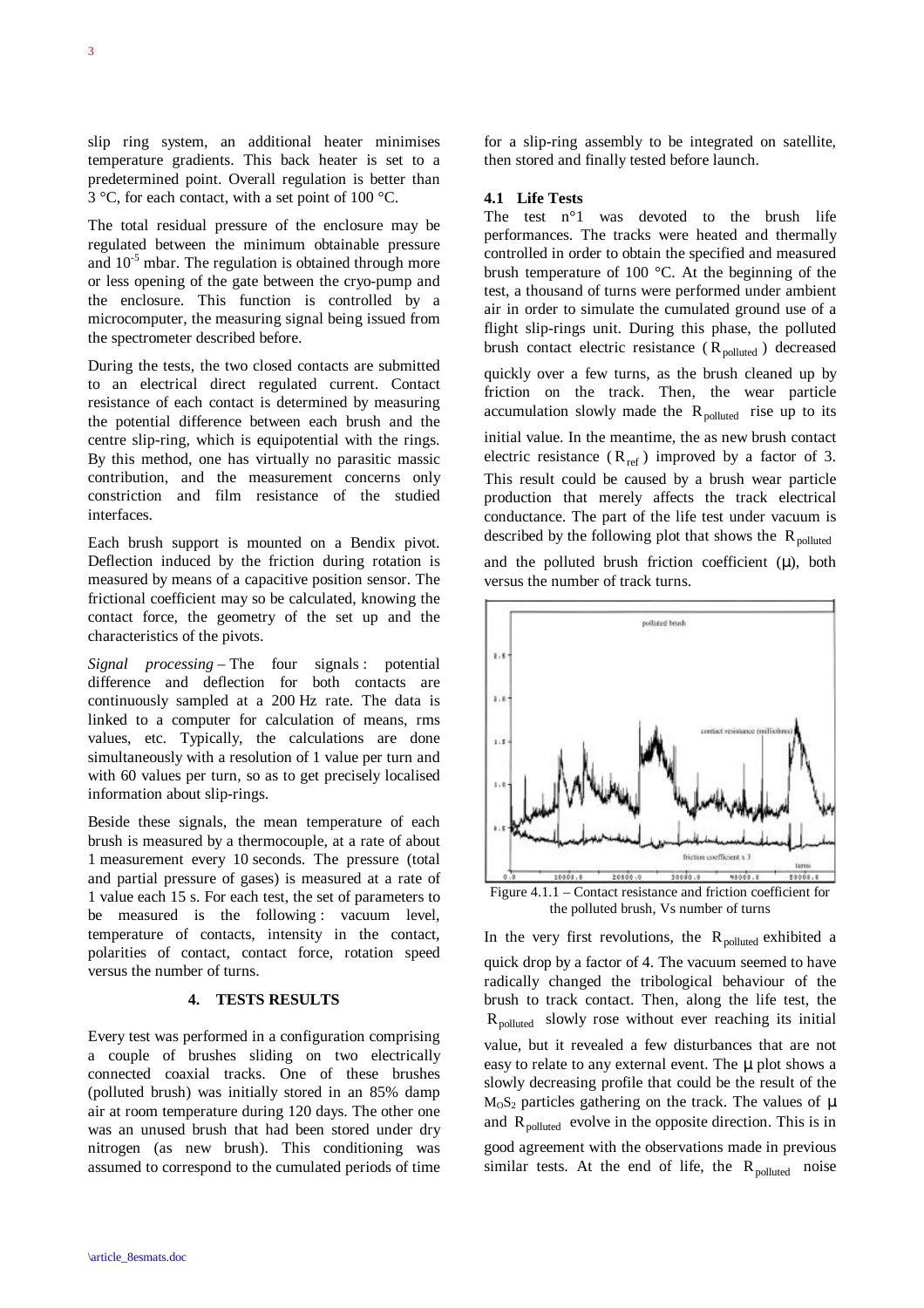slip ring system, an additional heater minimises temperature gradients. This back heater is set to a predetermined point. Overall regulation is better than 3 °C, for each contact, with a set point of 100 °C.

The total residual pressure of the enclosure may be regulated between the minimum obtainable pressure and $10^{-5}$ mbar. The regulation is obtained through more or less opening of the gate between the cryo-pump and the enclosure. This function is controlled by a microcomputer, the measuring signal being issued from the spectrometer described before.

During the tests, the two closed contacts are submitted to an electrical direct regulated current. Contact resistance of each contact is determined by measuring the potential difference between each brush and the centre slip-ring, which is equipotential with the rings. By this method, one has virtually no parasitic massic contribution, and the measurement concerns only constriction and film resistance of the studied interfaces.

Each brush support is mounted on a Bendix pivot. Deflection induced by the friction during rotation is measured by means of a capacitive position sensor. The frictional coefficient may so be calculated, knowing the contact force, the geometry of the set up and the characteristics of the pivots.

*Signal processing* – The four signals : potential difference and deflection for both contacts are continuously sampled at a 200 Hz rate. The data is linked to a computer for calculation of means, rms values, etc. Typically, the calculations are done simultaneously with a resolution of 1 value per turn and with 60 values per turn, so as to get precisely localised information about slip-rings.

Beside these signals, the mean temperature of each brush is measured by a thermocouple, at a rate of about 1 measurement every 10 seconds. The pressure (total and partial pressure of gases) is measured at a rate of 1 value each 15 s. For each test, the set of parameters to be measured is the following : vacuum level, temperature of contacts, intensity in the contact, polarities of contact, contact force, rotation speed versus the number of turns.

## 4. TESTS RESULTS

Every test was performed in a configuration comprising a couple of brushes sliding on two electrically connected coaxial tracks. One of these brushes (polluted brush) was initially stored in an 85% damp air at room temperature during 120 days. The other one was an unused brush that had been stored under dry nitrogen (as new brush). This conditioning was assumed to correspond to the cumulated periods of time for a slip-ring assembly to be integrated on satellite, then stored and finally tested before launch.

### 4.1 Life Tests

The test n°1 was devoted to the brush life performances. The tracks were heated and thermally controlled in order to obtain the specified and measured brush temperature of 100 °C. At the beginning of the test, a thousand of turns were performed under ambient air in order to simulate the cumulated ground use of a flight slip-rings unit. During this phase, the polluted brush contact electric resistance ($R_{polluted}$) decreased quickly over a few turns, as the brush cleaned up by friction on the track. Then, the wear particle accumulation slowly made the $R_{polluted}$ rise up to its initial value. In the meantime, the as new brush contact electric resistance ($R_{ref}$) improved by a factor of 3. This result could be caused by a brush wear particle production that merely affects the track electrical conductance. The part of the life test under vacuum is described by the following plot that shows the $R_{polluted}$ and the polluted brush friction coefficient (µ), both versus the number of track turns.

Figure 4.1.1 – Contact resistance and friction coefficient for the polluted brush, Vs number of turns

In the very first revolutions, the $R_{polluted}$ exhibited a quick drop by a factor of 4. The vacuum seemed to have radically changed the tribological behaviour of the brush to track contact. Then, along the life test, the $R_{polluted}$ slowly rose without ever reaching its initial value, but it revealed a few disturbances that are not easy to relate to any external event. The µ plot shows a slowly decreasing profile that could be the result of the $MoS_2$ particles gathering on the track. The values of µ and $R_{polluted}$ evolve in the opposite direction. This is in good agreement with the observations made in previous similar tests. At the end of life, the $R_{polluted}$ noise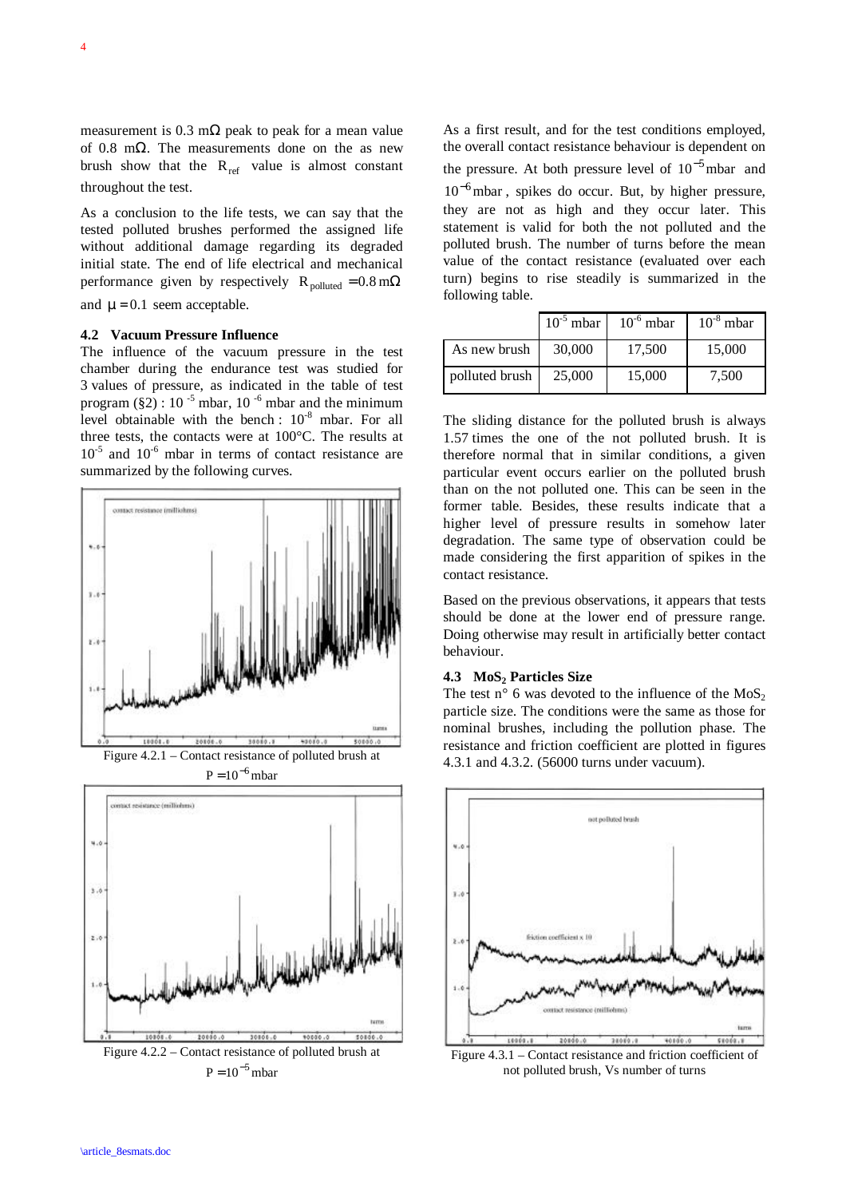measurement is 0.3 mΩ peak to peak for a mean value of 0.8 mΩ. The measurements done on the as new brush show that the $R_{ref}$ value is almost constant throughout the test.

As a conclusion to the life tests, we can say that the tested polluted brushes performed the assigned life without additional damage regarding its degraded initial state. The end of life electrical and mechanical performance given by respectively $R_{polluted} = 0.8\,m\Omega$ and $\mu = 0.1$ seem acceptable.

### 4.2 Vacuum Pressure Influence

The influence of the vacuum pressure in the test chamber during the endurance test was studied for 3 values of pressure, as indicated in the table of test program (§2) : $10^{-5}$ mbar, $10^{-6}$ mbar and the minimum level obtainable with the bench : $10^{-8}$ mbar. For all three tests, the contacts were at 100°C. The results at $10^{-5}$ and $10^{-6}$ mbar in terms of contact resistance are summarized by the following curves.

Figure 4.2.1 – Contact resistance of polluted brush at $P = 10^{-6}$ mbar

Figure 4.2.2 – Contact resistance of polluted brush at $P = 10^{-5}$ mbar

As a first result, and for the test conditions employed, the overall contact resistance behaviour is dependent on the pressure. At both pressure level of $10^{-5}$ mbar and $10^{-6}$ mbar, spikes do occur. But, by higher pressure, they are not as high and they occur later. This statement is valid for both the not polluted and the polluted brush. The number of turns before the mean value of the contact resistance (evaluated over each turn) begins to rise steadily is summarized in the following table.

| | $10^{-5}$ mbar | $10^{-6}$ mbar | $10^{-8}$ mbar |
|---|---|---|---|
| As new brush | 30,000 | 17,500 | 15,000 |
| polluted brush | 25,000 | 15,000 | 7,500 |

The sliding distance for the polluted brush is always 1.57 times the one of the not polluted brush. It is therefore normal that in similar conditions, a given particular event occurs earlier on the polluted brush than on the not polluted one. This can be seen in the former table. Besides, these results indicate that a higher level of pressure results in somehow later degradation. The same type of observation could be made considering the first apparition of spikes in the contact resistance.

Based on the previous observations, it appears that tests should be done at the lower end of pressure range. Doing otherwise may result in artificially better contact behaviour.

### 4.3 $MoS_2$ Particles Size

The test n° 6 was devoted to the influence of the $MoS_2$ particle size. The conditions were the same as those for nominal brushes, including the pollution phase. The resistance and friction coefficient are plotted in figures 4.3.1 and 4.3.2. (56000 turns under vacuum).

Figure 4.3.1 – Contact resistance and friction coefficient of not polluted brush, Vs number of turns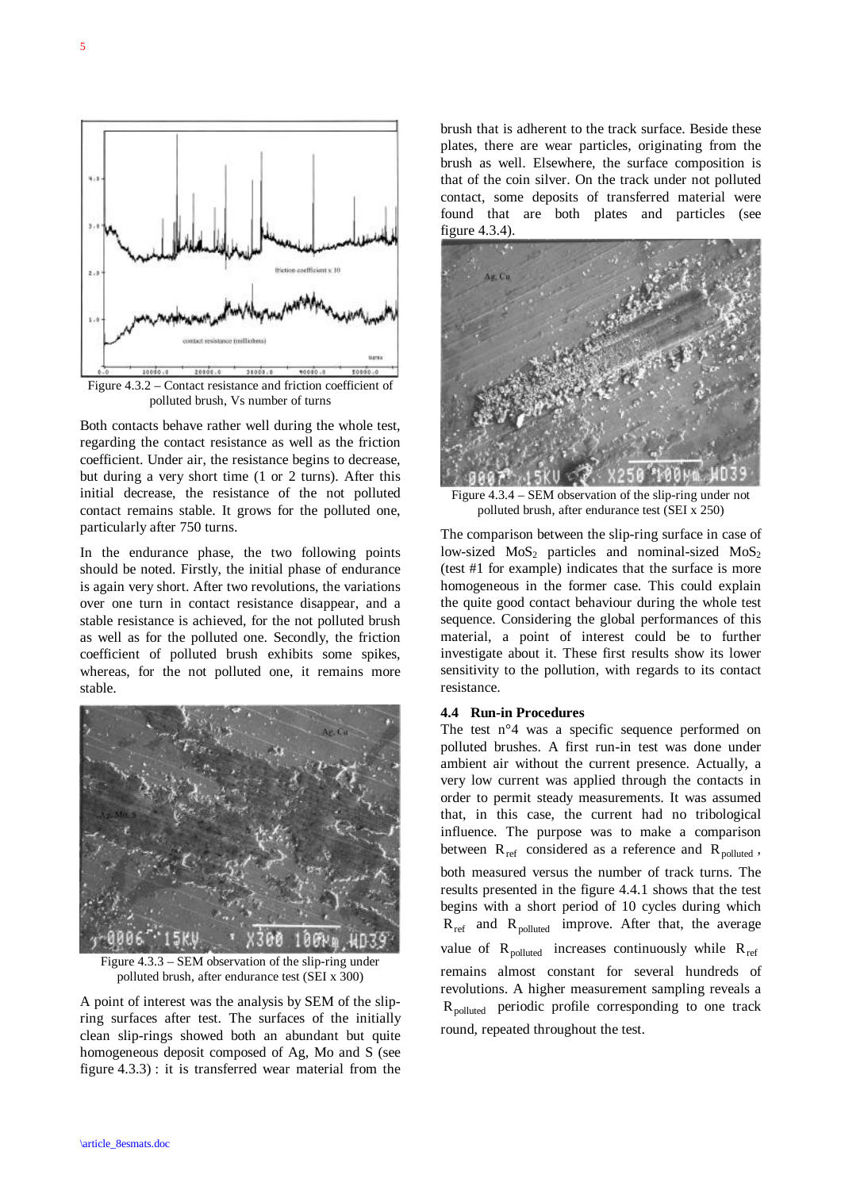Figure 4.3.2 – Contact resistance and friction coefficient of polluted brush, Vs number of turns

Both contacts behave rather well during the whole test, regarding the contact resistance as well as the friction coefficient. Under air, the resistance begins to decrease, but during a very short time (1 or 2 turns). After this initial decrease, the resistance of the not polluted contact remains stable. It grows for the polluted one, particularly after 750 turns.

In the endurance phase, the two following points should be noted. Firstly, the initial phase of endurance is again very short. After two revolutions, the variations over one turn in contact resistance disappear, and a stable resistance is achieved, for the not polluted brush as well as for the polluted one. Secondly, the friction coefficient of polluted brush exhibits some spikes, whereas, for the not polluted one, it remains more stable.

Figure 4.3.3 – SEM observation of the slip-ring under polluted brush, after endurance test (SEI x 300)

A point of interest was the analysis by SEM of the slip-ring surfaces after test. The surfaces of the initially clean slip-rings showed both an abundant but quite homogeneous deposit composed of Ag, Mo and S (see figure 4.3.3) : it is transferred wear material from the brush that is adherent to the track surface. Beside these plates, there are wear particles, originating from the brush as well. Elsewhere, the surface composition is that of the coin silver. On the track under not polluted contact, some deposits of transferred material were found that are both plates and particles (see figure 4.3.4).

Figure 4.3.4 – SEM observation of the slip-ring under not polluted brush, after endurance test (SEI x 250)

The comparison between the slip-ring surface in case of low-sized $MoS_2$ particles and nominal-sized $MoS_2$ (test #1 for example) indicates that the surface is more homogeneous in the former case. This could explain the quite good contact behaviour during the whole test sequence. Considering the global performances of this material, a point of interest could be to further investigate about it. These first results show its lower sensitivity to the pollution, with regards to its contact resistance.

### 4.4 Run-in Procedures

The test n°4 was a specific sequence performed on polluted brushes. A first run-in test was done under ambient air without the current presence. Actually, a very low current was applied through the contacts in order to permit steady measurements. It was assumed that, in this case, the current had no tribological influence. The purpose was to make a comparison between $R_{ref}$ considered as a reference and $R_{polluted}$, both measured versus the number of track turns. The results presented in the figure 4.4.1 shows that the test begins with a short period of 10 cycles during which $R_{ref}$ and $R_{polluted}$ improve. After that, the average value of $R_{polluted}$ increases continuously while $R_{ref}$ remains almost constant for several hundreds of revolutions. A higher measurement sampling reveals a $R_{polluted}$ periodic profile corresponding to one track round, repeated throughout the test.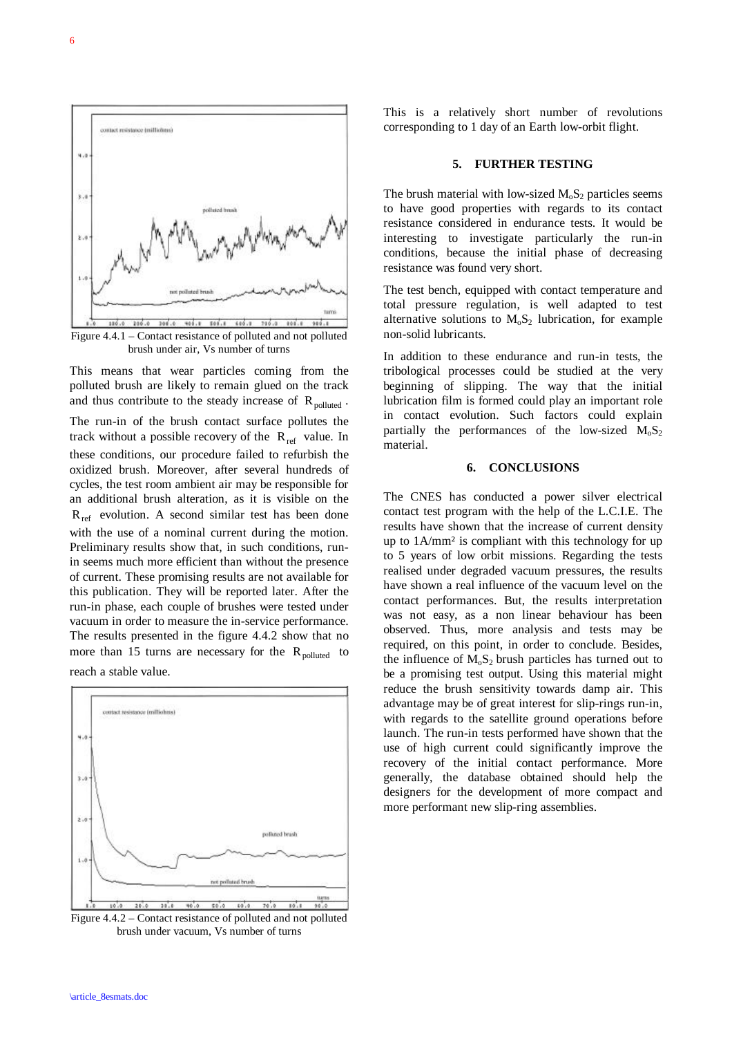contact resistance (milliohms)

4.0

3.0

2.0

1.0

polluted brush

not polluted brush

turns

0.0 100.0 200.0 300.0 400.0 500.0 600.0 700.0 800.0 900.0

Figure 4.4.1 – Contact resistance of polluted and not polluted brush under air, Vs number of turns

This means that wear particles coming from the polluted brush are likely to remain glued on the track and thus contribute to the steady increase of $R_{polluted}$.

The run-in of the brush contact surface pollutes the track without a possible recovery of the $R_{ref}$ value. In these conditions, our procedure failed to refurbish the oxidized brush. Moreover, after several hundreds of cycles, the test room ambient air may be responsible for an additional brush alteration, as it is visible on the $R_{ref}$ evolution. A second similar test has been done with the use of a nominal current during the motion. Preliminary results show that, in such conditions, run-in seems much more efficient than without the presence of current. These promising results are not available for this publication. They will be reported later. After the run-in phase, each couple of brushes were tested under vacuum in order to measure the in-service performance. The results presented in the figure 4.4.2 show that no more than 15 turns are necessary for the $R_{polluted}$ to reach a stable value.

contact resistance (milliohms)

4.0

3.0

2.0

1.0

polluted brush

not polluted brush

turns

0.0 10.0 20.0 30.0 40.0 50.0 60.0 70.0 80.0 90.0

Figure 4.4.2 – Contact resistance of polluted and not polluted brush under vacuum, Vs number of turns

This is a relatively short number of revolutions corresponding to 1 day of an Earth low-orbit flight.

## 5. FURTHER TESTING

The brush material with low-sized $M_oS_2$ particles seems to have good properties with regards to its contact resistance considered in endurance tests. It would be interesting to investigate particularly the run-in conditions, because the initial phase of decreasing resistance was found very short.

The test bench, equipped with contact temperature and total pressure regulation, is well adapted to test alternative solutions to $M_oS_2$ lubrication, for example non-solid lubricants.

In addition to these endurance and run-in tests, the tribological processes could be studied at the very beginning of slipping. The way that the initial lubrication film is formed could play an important role in contact evolution. Such factors could explain partially the performances of the low-sized $M_oS_2$ material.

## 6. CONCLUSIONS

The CNES has conducted a power silver electrical contact test program with the help of the L.C.I.E. The results have shown that the increase of current density up to 1A/mm² is compliant with this technology for up to 5 years of low orbit missions. Regarding the tests realised under degraded vacuum pressures, the results have shown a real influence of the vacuum level on the contact performances. But, the results interpretation was not easy, as a non linear behaviour has been observed. Thus, more analysis and tests may be required, on this point, in order to conclude. Besides, the influence of $M_oS_2$ brush particles has turned out to be a promising test output. Using this material might reduce the brush sensitivity towards damp air. This advantage may be of great interest for slip-rings run-in, with regards to the satellite ground operations before launch. The run-in tests performed have shown that the use of high current could significantly improve the recovery of the initial contact performance. More generally, the database obtained should help the designers for the development of more compact and more performant new slip-ring assemblies.